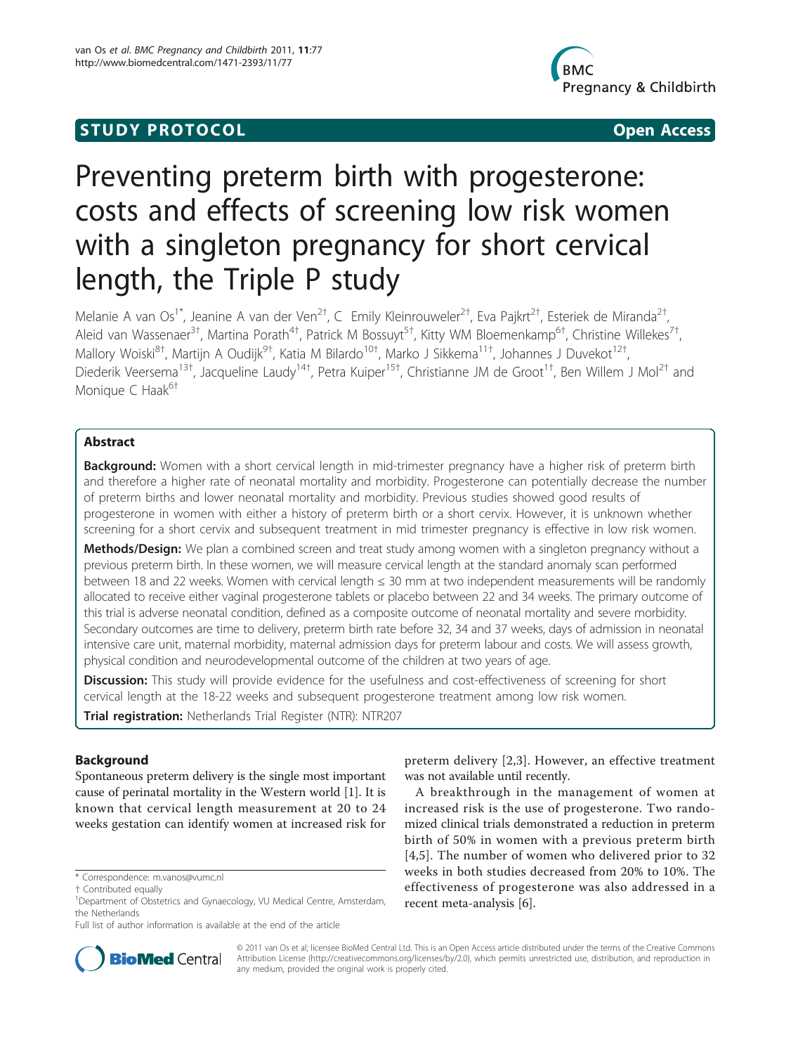**STUDY PROTOCOL** **Open Access**

# Preventing preterm birth with progesterone: costs and effects of screening low risk women with a singleton pregnancy for short cervical length, the Triple P study

Melanie A van Os[1*], Jeanine A van der Ven[2†], C Emily Kleinrouweler[2†], Eva Pajkrt[2†], Esteriek de Miranda[2†], Aleid van Wassenaer[3†], Martina Porath[4†], Patrick M Bossuyt[5†], Kitty WM Bloemenkamp[6†], Christine Willekes[7†], Mallory Woiski[8†], Martijn A Oudijk[9†], Katia M Bilardo[10†], Marko J Sikkema[11†], Johannes J Duvekot[12†], Diederik Veersema[13†], Jacqueline Laudy[14†], Petra Kuiper[15†], Christianne JM de Groot[1†], Ben Willem J Mol[2†] and Monique C Haak[6†]

## Abstract

**Background:** Women with a short cervical length in mid-trimester pregnancy have a higher risk of preterm birth and therefore a higher rate of neonatal mortality and morbidity. Progesterone can potentially decrease the number of preterm births and lower neonatal mortality and morbidity. Previous studies showed good results of progesterone in women with either a history of preterm birth or a short cervix. However, it is unknown whether screening for a short cervix and subsequent treatment in mid trimester pregnancy is effective in low risk women.

**Methods/Design:** We plan a combined screen and treat study among women with a singleton pregnancy without a previous preterm birth. In these women, we will measure cervical length at the standard anomaly scan performed between 18 and 22 weeks. Women with cervical length ≤ 30 mm at two independent measurements will be randomly allocated to receive either vaginal progesterone tablets or placebo between 22 and 34 weeks. The primary outcome of this trial is adverse neonatal condition, defined as a composite outcome of neonatal mortality and severe morbidity. Secondary outcomes are time to delivery, preterm birth rate before 32, 34 and 37 weeks, days of admission in neonatal intensive care unit, maternal morbidity, maternal admission days for preterm labour and costs. We will assess growth, physical condition and neurodevelopmental outcome of the children at two years of age.

**Discussion:** This study will provide evidence for the usefulness and cost-effectiveness of screening for short cervical length at the 18-22 weeks and subsequent progesterone treatment among low risk women.

**Trial registration:** Netherlands Trial Register (NTR): NTR207

## Background

Spontaneous preterm delivery is the single most important cause of perinatal mortality in the Western world [1]. It is known that cervical length measurement at 20 to 24 weeks gestation can identify women at increased risk for preterm delivery [2,3]. However, an effective treatment was not available until recently.

A breakthrough in the management of women at increased risk is the use of progesterone. Two randomized clinical trials demonstrated a reduction in preterm birth of 50% in women with a previous preterm birth [4,5]. The number of women who delivered prior to 32 weeks in both studies decreased from 20% to 10%. The effectiveness of progesterone was also addressed in a recent meta-analysis [6].

\* Correspondence: m.vanos@vumc.nl
† Contributed equally
[1]Department of Obstetrics and Gynaecology, VU Medical Centre, Amsterdam, the Netherlands
Full list of author information is available at the end of the article

© 2011 van Os et al; licensee BioMed Central Ltd. This is an Open Access article distributed under the terms of the Creative Commons Attribution License (http://creativecommons.org/licenses/by/2.0), which permits unrestricted use, distribution, and reproduction in any medium, provided the original work is properly cited.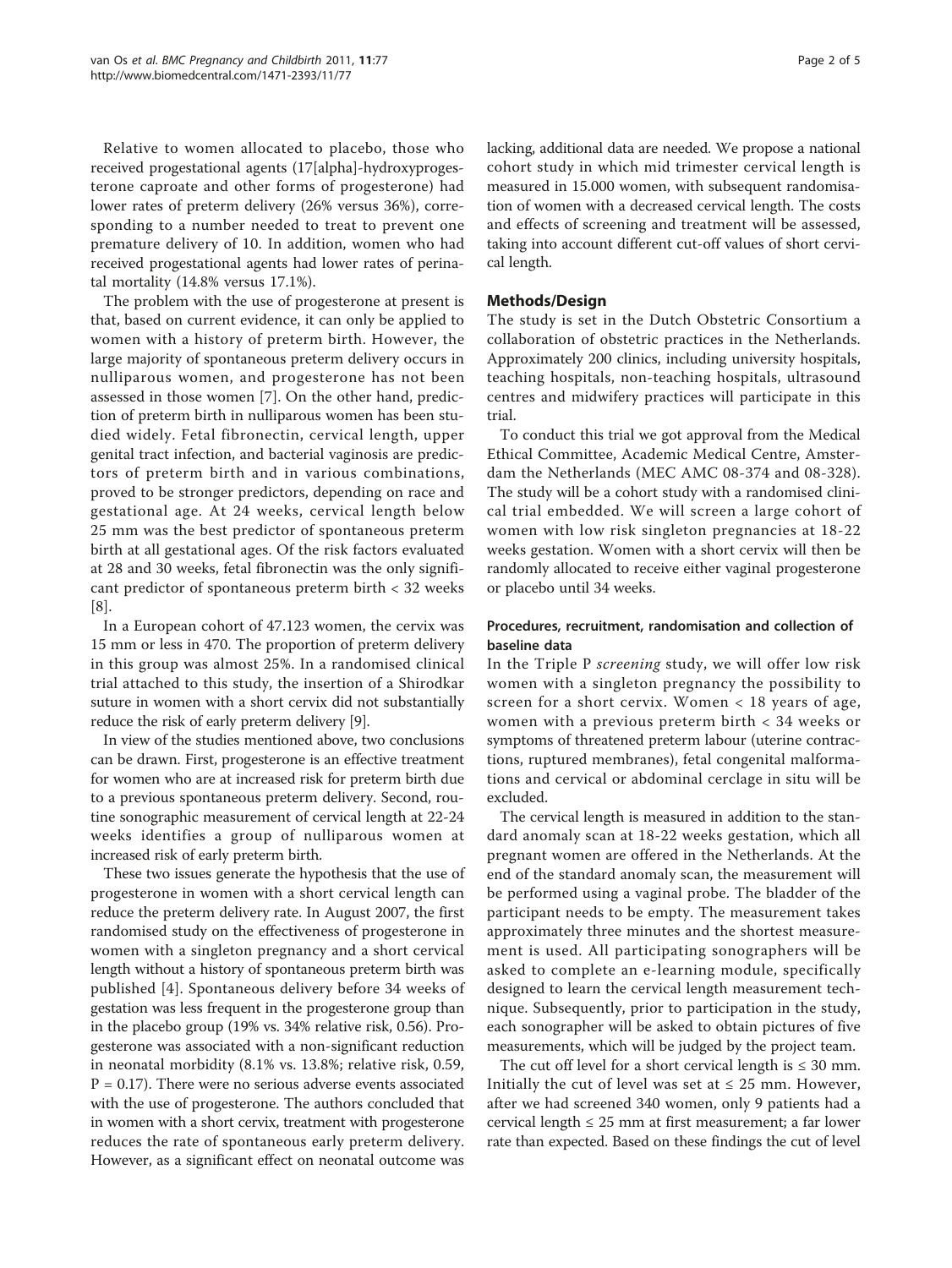Relative to women allocated to placebo, those who received progestational agents (17[alpha]-hydroxyprogesterone caproate and other forms of progesterone) had lower rates of preterm delivery (26% versus 36%), corresponding to a number needed to treat to prevent one premature delivery of 10. In addition, women who had received progestational agents had lower rates of perinatal mortality (14.8% versus 17.1%).

The problem with the use of progesterone at present is that, based on current evidence, it can only be applied to women with a history of preterm birth. However, the large majority of spontaneous preterm delivery occurs in nulliparous women, and progesterone has not been assessed in those women [7]. On the other hand, prediction of preterm birth in nulliparous women has been studied widely. Fetal fibronectin, cervical length, upper genital tract infection, and bacterial vaginosis are predictors of preterm birth and in various combinations, proved to be stronger predictors, depending on race and gestational age. At 24 weeks, cervical length below 25 mm was the best predictor of spontaneous preterm birth at all gestational ages. Of the risk factors evaluated at 28 and 30 weeks, fetal fibronectin was the only significant predictor of spontaneous preterm birth < 32 weeks [8].

In a European cohort of 47.123 women, the cervix was 15 mm or less in 470. The proportion of preterm delivery in this group was almost 25%. In a randomised clinical trial attached to this study, the insertion of a Shirodkar suture in women with a short cervix did not substantially reduce the risk of early preterm delivery [9].

In view of the studies mentioned above, two conclusions can be drawn. First, progesterone is an effective treatment for women who are at increased risk for preterm birth due to a previous spontaneous preterm delivery. Second, routine sonographic measurement of cervical length at 22-24 weeks identifies a group of nulliparous women at increased risk of early preterm birth.

These two issues generate the hypothesis that the use of progesterone in women with a short cervical length can reduce the preterm delivery rate. In August 2007, the first randomised study on the effectiveness of progesterone in women with a singleton pregnancy and a short cervical length without a history of spontaneous preterm birth was published [4]. Spontaneous delivery before 34 weeks of gestation was less frequent in the progesterone group than in the placebo group (19% vs. 34% relative risk, 0.56). Progesterone was associated with a non-significant reduction in neonatal morbidity (8.1% vs. 13.8%; relative risk, 0.59, $P = 0.17$). There were no serious adverse events associated with the use of progesterone. The authors concluded that in women with a short cervix, treatment with progesterone reduces the rate of spontaneous early preterm delivery. However, as a significant effect on neonatal outcome was lacking, additional data are needed. We propose a national cohort study in which mid trimester cervical length is measured in 15.000 women, with subsequent randomisation of women with a decreased cervical length. The costs and effects of screening and treatment will be assessed, taking into account different cut-off values of short cervical length.

## Methods/Design

The study is set in the Dutch Obstetric Consortium a collaboration of obstetric practices in the Netherlands. Approximately 200 clinics, including university hospitals, teaching hospitals, non-teaching hospitals, ultrasound centres and midwifery practices will participate in this trial.

To conduct this trial we got approval from the Medical Ethical Committee, Academic Medical Centre, Amsterdam the Netherlands (MEC AMC 08-374 and 08-328). The study will be a cohort study with a randomised clinical trial embedded. We will screen a large cohort of women with low risk singleton pregnancies at 18-22 weeks gestation. Women with a short cervix will then be randomly allocated to receive either vaginal progesterone or placebo until 34 weeks.

### Procedures, recruitment, randomisation and collection of baseline data

In the Triple P *screening* study, we will offer low risk women with a singleton pregnancy the possibility to screen for a short cervix. Women < 18 years of age, women with a previous preterm birth < 34 weeks or symptoms of threatened preterm labour (uterine contractions, ruptured membranes), fetal congenital malformations and cervical or abdominal cerclage in situ will be excluded.

The cervical length is measured in addition to the standard anomaly scan at 18-22 weeks gestation, which all pregnant women are offered in the Netherlands. At the end of the standard anomaly scan, the measurement will be performed using a vaginal probe. The bladder of the participant needs to be empty. The measurement takes approximately three minutes and the shortest measurement is used. All participating sonographers will be asked to complete an e-learning module, specifically designed to learn the cervical length measurement technique. Subsequently, prior to participation in the study, each sonographer will be asked to obtain pictures of five measurements, which will be judged by the project team.

The cut off level for a short cervical length is ≤ 30 mm. Initially the cut of level was set at ≤ 25 mm. However, after we had screened 340 women, only 9 patients had a cervical length ≤ 25 mm at first measurement; a far lower rate than expected. Based on these findings the cut of level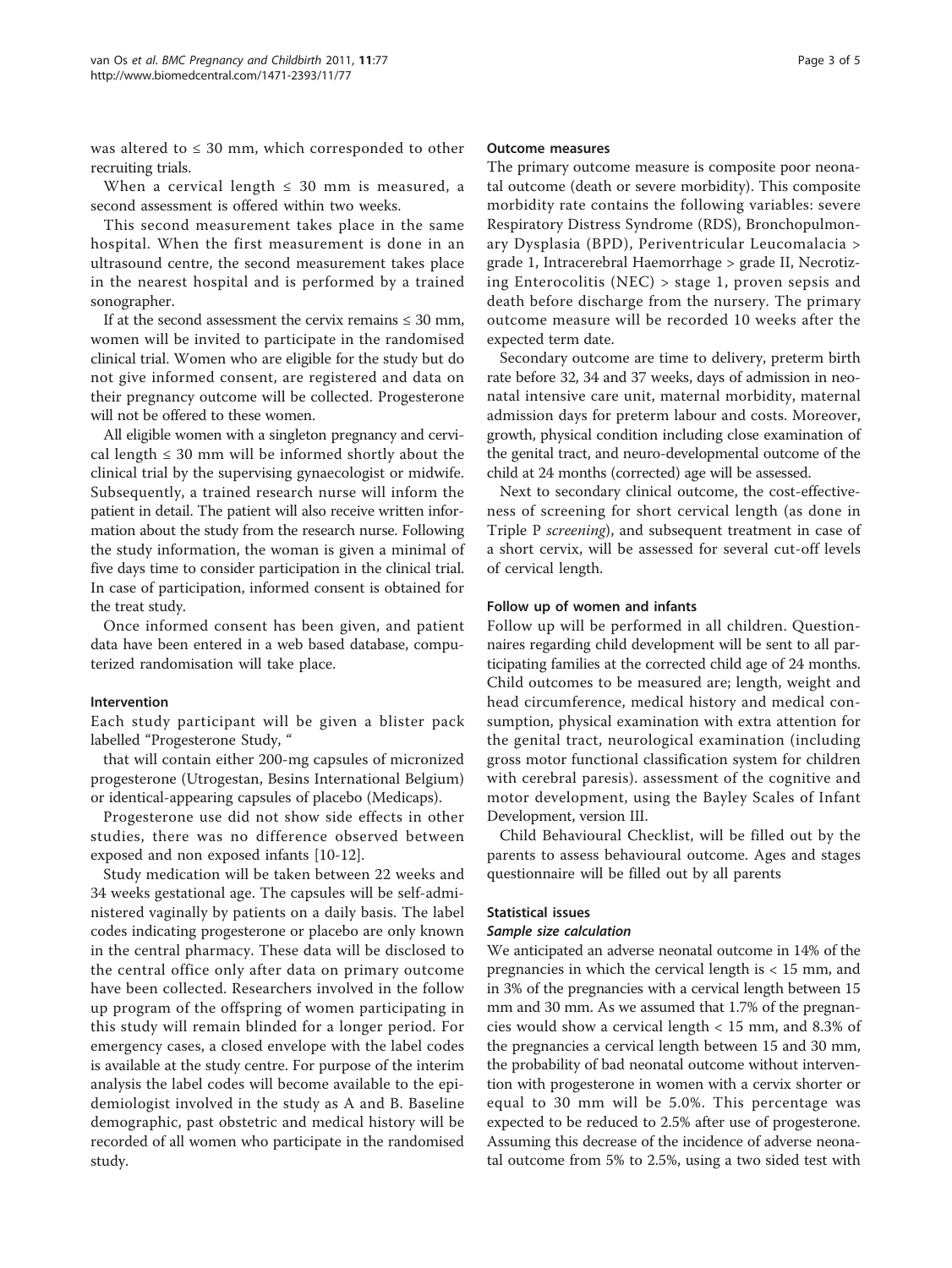was altered to ≤ 30 mm, which corresponded to other recruiting trials.

When a cervical length ≤ 30 mm is measured, a second assessment is offered within two weeks.

This second measurement takes place in the same hospital. When the first measurement is done in an ultrasound centre, the second measurement takes place in the nearest hospital and is performed by a trained sonographer.

If at the second assessment the cervix remains ≤ 30 mm, women will be invited to participate in the randomised clinical trial. Women who are eligible for the study but do not give informed consent, are registered and data on their pregnancy outcome will be collected. Progesterone will not be offered to these women.

All eligible women with a singleton pregnancy and cervical length ≤ 30 mm will be informed shortly about the clinical trial by the supervising gynaecologist or midwife. Subsequently, a trained research nurse will inform the patient in detail. The patient will also receive written information about the study from the research nurse. Following the study information, the woman is given a minimal of five days time to consider participation in the clinical trial. In case of participation, informed consent is obtained for the treat study.

Once informed consent has been given, and patient data have been entered in a web based database, computerized randomisation will take place.

#### Intervention

Each study participant will be given a blister pack labelled "Progesterone Study, "

that will contain either 200-mg capsules of micronized progesterone (Utrogestan, Besins International Belgium) or identical-appearing capsules of placebo (Medicaps).

Progesterone use did not show side effects in other studies, there was no difference observed between exposed and non exposed infants [10-12].

Study medication will be taken between 22 weeks and 34 weeks gestational age. The capsules will be self-administered vaginally by patients on a daily basis. The label codes indicating progesterone or placebo are only known in the central pharmacy. These data will be disclosed to the central office only after data on primary outcome have been collected. Researchers involved in the follow up program of the offspring of women participating in this study will remain blinded for a longer period. For emergency cases, a closed envelope with the label codes is available at the study centre. For purpose of the interim analysis the label codes will become available to the epidemiologist involved in the study as A and B. Baseline demographic, past obstetric and medical history will be recorded of all women who participate in the randomised study.

#### Outcome measures

The primary outcome measure is composite poor neonatal outcome (death or severe morbidity). This composite morbidity rate contains the following variables: severe Respiratory Distress Syndrome (RDS), Bronchopulmonary Dysplasia (BPD), Periventricular Leucomalacia > grade 1, Intracerebral Haemorrhage > grade II, Necrotizing Enterocolitis (NEC) > stage 1, proven sepsis and death before discharge from the nursery. The primary outcome measure will be recorded 10 weeks after the expected term date.

Secondary outcome are time to delivery, preterm birth rate before 32, 34 and 37 weeks, days of admission in neonatal intensive care unit, maternal morbidity, maternal admission days for preterm labour and costs. Moreover, growth, physical condition including close examination of the genital tract, and neuro-developmental outcome of the child at 24 months (corrected) age will be assessed.

Next to secondary clinical outcome, the cost-effectiveness of screening for short cervical length (as done in Triple P *screening*), and subsequent treatment in case of a short cervix, will be assessed for several cut-off levels of cervical length.

#### Follow up of women and infants

Follow up will be performed in all children. Questionnaires regarding child development will be sent to all participating families at the corrected child age of 24 months. Child outcomes to be measured are; length, weight and head circumference, medical history and medical consumption, physical examination with extra attention for the genital tract, neurological examination (including gross motor functional classification system for children with cerebral paresis). assessment of the cognitive and motor development, using the Bayley Scales of Infant Development, version III.

Child Behavioural Checklist, will be filled out by the parents to assess behavioural outcome. Ages and stages questionnaire will be filled out by all parents

#### Statistical issues

##### *Sample size calculation*

We anticipated an adverse neonatal outcome in 14% of the pregnancies in which the cervical length is < 15 mm, and in 3% of the pregnancies with a cervical length between 15 mm and 30 mm. As we assumed that 1.7% of the pregnancies would show a cervical length < 15 mm, and 8.3% of the pregnancies a cervical length between 15 and 30 mm, the probability of bad neonatal outcome without intervention with progesterone in women with a cervix shorter or equal to 30 mm will be 5.0%. This percentage was expected to be reduced to 2.5% after use of progesterone. Assuming this decrease of the incidence of adverse neonatal outcome from 5% to 2.5%, using a two sided test with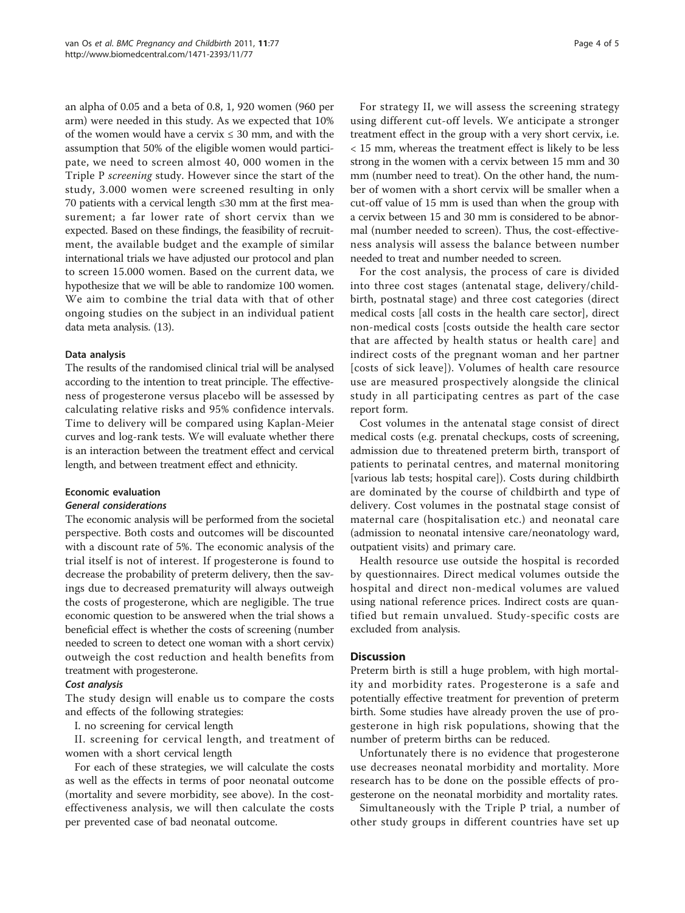an alpha of 0.05 and a beta of 0.8, 1, 920 women (960 per arm) were needed in this study. As we expected that 10% of the women would have a cervix ≤ 30 mm, and with the assumption that 50% of the eligible women would participate, we need to screen almost 40, 000 women in the Triple P *screening* study. However since the start of the study, 3.000 women were screened resulting in only 70 patients with a cervical length ≤30 mm at the first measurement; a far lower rate of short cervix than we expected. Based on these findings, the feasibility of recruitment, the available budget and the example of similar international trials we have adjusted our protocol and plan to screen 15.000 women. Based on the current data, we hypothesize that we will be able to randomize 100 women. We aim to combine the trial data with that of other ongoing studies on the subject in an individual patient data meta analysis. (13).

### Data analysis

The results of the randomised clinical trial will be analysed according to the intention to treat principle. The effectiveness of progesterone versus placebo will be assessed by calculating relative risks and 95% confidence intervals. Time to delivery will be compared using Kaplan-Meier curves and log-rank tests. We will evaluate whether there is an interaction between the treatment effect and cervical length, and between treatment effect and ethnicity.

### Economic evaluation

#### *General considerations*

The economic analysis will be performed from the societal perspective. Both costs and outcomes will be discounted with a discount rate of 5%. The economic analysis of the trial itself is not of interest. If progesterone is found to decrease the probability of preterm delivery, then the savings due to decreased prematurity will always outweigh the costs of progesterone, which are negligible. The true economic question to be answered when the trial shows a beneficial effect is whether the costs of screening (number needed to screen to detect one woman with a short cervix) outweigh the cost reduction and health benefits from treatment with progesterone.

#### *Cost analysis*

The study design will enable us to compare the costs and effects of the following strategies:

I. no screening for cervical length

II. screening for cervical length, and treatment of women with a short cervical length

For each of these strategies, we will calculate the costs as well as the effects in terms of poor neonatal outcome (mortality and severe morbidity, see above). In the cost-effectiveness analysis, we will then calculate the costs per prevented case of bad neonatal outcome.

For strategy II, we will assess the screening strategy using different cut-off levels. We anticipate a stronger treatment effect in the group with a very short cervix, i.e. < 15 mm, whereas the treatment effect is likely to be less strong in the women with a cervix between 15 mm and 30 mm (number need to treat). On the other hand, the number of women with a short cervix will be smaller when a cut-off value of 15 mm is used than when the group with a cervix between 15 and 30 mm is considered to be abnormal (number needed to screen). Thus, the cost-effectiveness analysis will assess the balance between number needed to treat and number needed to screen.

For the cost analysis, the process of care is divided into three cost stages (antenatal stage, delivery/childbirth, postnatal stage) and three cost categories (direct medical costs [all costs in the health care sector], direct non-medical costs [costs outside the health care sector that are affected by health status or health care] and indirect costs of the pregnant woman and her partner [costs of sick leave]). Volumes of health care resource use are measured prospectively alongside the clinical study in all participating centres as part of the case report form.

Cost volumes in the antenatal stage consist of direct medical costs (e.g. prenatal checkups, costs of screening, admission due to threatened preterm birth, transport of patients to perinatal centres, and maternal monitoring [various lab tests; hospital care]). Costs during childbirth are dominated by the course of childbirth and type of delivery. Cost volumes in the postnatal stage consist of maternal care (hospitalisation etc.) and neonatal care (admission to neonatal intensive care/neonatology ward, outpatient visits) and primary care.

Health resource use outside the hospital is recorded by questionnaires. Direct medical volumes outside the hospital and direct non-medical volumes are valued using national reference prices. Indirect costs are quantified but remain unvalued. Study-specific costs are excluded from analysis.

## Discussion

Preterm birth is still a huge problem, with high mortality and morbidity rates. Progesterone is a safe and potentially effective treatment for prevention of preterm birth. Some studies have already proven the use of progesterone in high risk populations, showing that the number of preterm births can be reduced.

Unfortunately there is no evidence that progesterone use decreases neonatal morbidity and mortality. More research has to be done on the possible effects of progesterone on the neonatal morbidity and mortality rates.

Simultaneously with the Triple P trial, a number of other study groups in different countries have set up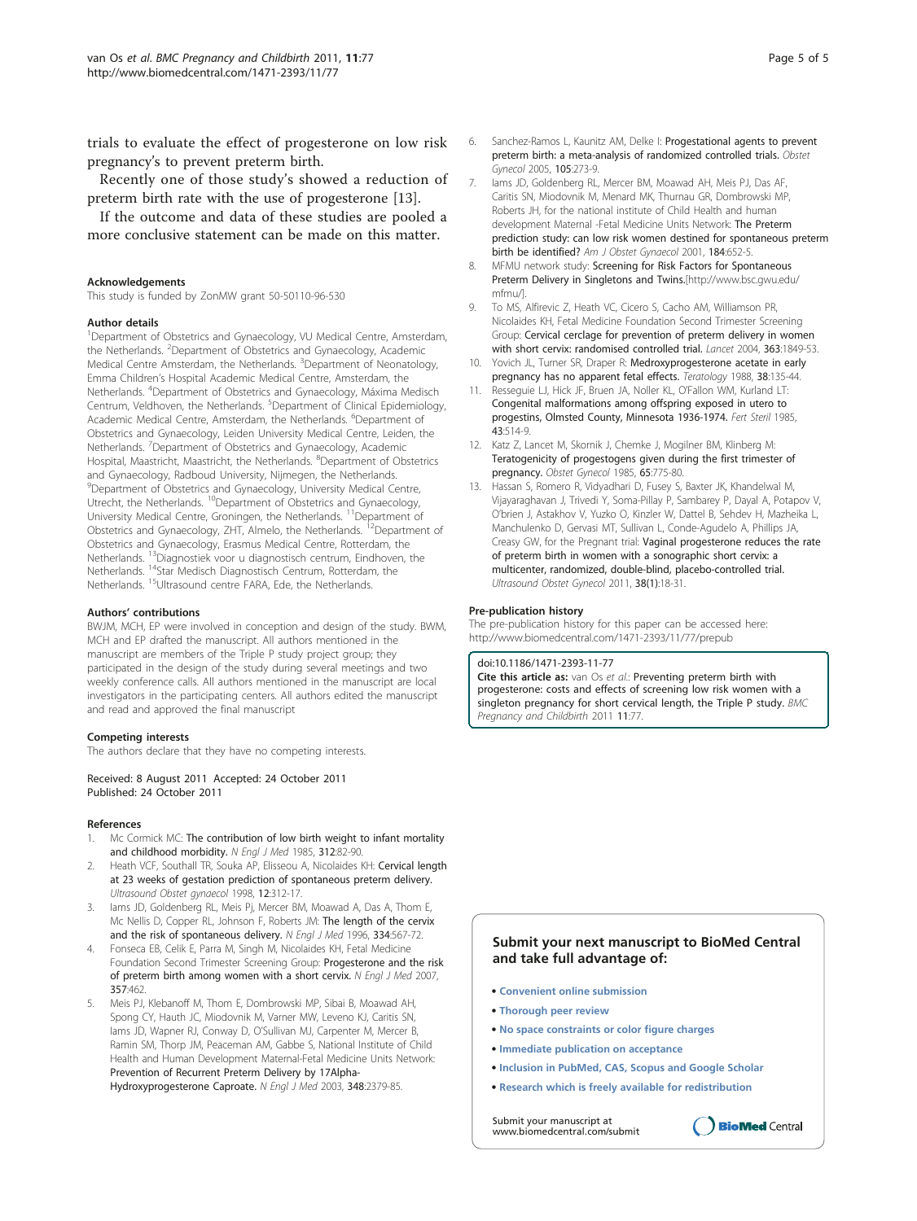trials to evaluate the effect of progesterone on low risk pregnancy's to prevent preterm birth.

Recently one of those study's showed a reduction of preterm birth rate with the use of progesterone [13].

If the outcome and data of these studies are pooled a more conclusive statement can be made on this matter.

### Acknowledgements

This study is funded by ZonMW grant 50-50110-96-530

### Author details

[1]Department of Obstetrics and Gynaecology, VU Medical Centre, Amsterdam, the Netherlands. [2]Department of Obstetrics and Gynaecology, Academic Medical Centre Amsterdam, the Netherlands. [3]Department of Neonatology, Emma Children's Hospital Academic Medical Centre, Amsterdam, the Netherlands. [4]Department of Obstetrics and Gynaecology, Máxima Medisch Centrum, Veldhoven, the Netherlands. [5]Department of Clinical Epidemiology, Academic Medical Centre, Amsterdam, the Netherlands. [6]Department of Obstetrics and Gynaecology, Leiden University Medical Centre, Leiden, the Netherlands. [7]Department of Obstetrics and Gynaecology, Academic Hospital, Maastricht, Maastricht, the Netherlands. [8]Department of Obstetrics and Gynaecology, Radboud University, Nijmegen, the Netherlands. [9]Department of Obstetrics and Gynaecology, University Medical Centre, Utrecht, the Netherlands. [10]Department of Obstetrics and Gynaecology, University Medical Centre, Groningen, the Netherlands. [11]Department of Obstetrics and Gynaecology, ZHT, Almelo, the Netherlands. [12]Department of Obstetrics and Gynaecology, Erasmus Medical Centre, Rotterdam, the Netherlands. [13]Diagnostiek voor u diagnostisch centrum, Eindhoven, the Netherlands. [14]Star Medisch Diagnostisch Centrum, Rotterdam, the Netherlands. [15]Ultrasound centre FARA, Ede, the Netherlands.

### Authors' contributions

BWJM, MCH, EP were involved in conception and design of the study. BWM, MCH and EP drafted the manuscript. All authors mentioned in the manuscript are members of the Triple P study project group; they participated in the design of the study during several meetings and two weekly conference calls. All authors mentioned in the manuscript are local investigators in the participating centers. All authors edited the manuscript and read and approved the final manuscript

### Competing interests

The authors declare that they have no competing interests.

Received: 8 August 2011 Accepted: 24 October 2011
Published: 24 October 2011

### References

1. Mc Cormick MC: **The contribution of low birth weight to infant mortality and childhood morbidity.** *N Engl J Med* 1985, **312**:82-90.
2. Heath VCF, Southall TR, Souka AP, Elisseou A, Nicolaides KH: **Cervical length at 23 weeks of gestation prediction of spontaneous preterm delivery.** *Ultrasound Obstet gynaecol* 1998, **12**:312-17.
3. Iams JD, Goldenberg RL, Meis Pj, Mercer BM, Moawad A, Das A, Thom E, Mc Nellis D, Copper RL, Johnson F, Roberts JM: **The length of the cervix and the risk of spontaneous delivery.** *N Engl J Med* 1996, **334**:567-72.
4. Fonseca EB, Celik E, Parra M, Singh M, Nicolaides KH, Fetal Medicine Foundation Second Trimester Screening Group: **Progesterone and the risk of preterm birth among women with a short cervix.** *N Engl J Med* 2007, **357**:462.
5. Meis PJ, Klebanoff M, Thom E, Dombrowski MP, Sibai B, Moawad AH, Spong CY, Hauth JC, Miodovnik M, Varner MW, Leveno KJ, Caritis SN, Iams JD, Wapner RJ, Conway D, O'Sullivan MJ, Carpenter M, Mercer B, Ramin SM, Thorp JM, Peaceman AM, Gabbe S, National Institute of Child Health and Human Development Maternal-Fetal Medicine Units Network: **Prevention of Recurrent Preterm Delivery by 17Alpha-Hydroxyprogesterone Caproate.** *N Engl J Med* 2003, **348**:2379-85.
6. Sanchez-Ramos L, Kaunitz AM, Delke I: **Progestational agents to prevent preterm birth: a meta-analysis of randomized controlled trials.** *Obstet Gynecol* 2005, **105**:273-9.
7. Iams JD, Goldenberg RL, Mercer BM, Moawad AH, Meis PJ, Das AF, Caritis SN, Miodovnik M, Menard MK, Thurnau GR, Dombrowski MP, Roberts JH, for the national institute of Child Health and human development Maternal -Fetal Medicine Units Network: **The Preterm prediction study: can low risk women destined for spontaneous preterm birth be identified?** *Am J Obstet Gynaecol* 2001, **184**:652-5.
8. MFMU network study: **Screening for Risk Factors for Spontaneous Preterm Delivery in Singletons and Twins.**[http://www.bsc.gwu.edu/mfmu/].
9. To MS, Alfirevic Z, Heath VC, Cicero S, Cacho AM, Williamson PR, Nicolaides KH, Fetal Medicine Foundation Second Trimester Screening Group: **Cervical cerclage for prevention of preterm delivery in women with short cervix: randomised controlled trial.** *Lancet* 2004, **363**:1849-53.
10. Yovich JL, Turner SR, Draper R: **Medroxyprogesterone acetate in early pregnancy has no apparent fetal effects.** *Teratology* 1988, **38**:135-44.
11. Resseguie LJ, Hick JF, Bruen JA, Noller KL, O'Fallon WM, Kurland LT: **Congenital malformations among offspring exposed in utero to progestins, Olmsted County, Minnesota 1936-1974.** *Fert Steril* 1985, **43**:514-9.
12. Katz Z, Lancet M, Skornik J, Chemke J, Mogilner BM, Klinberg M: **Teratogenicity of progestogens given during the first trimester of pregnancy.** *Obstet Gynecol* 1985, **65**:775-80.
13. Hassan S, Romero R, Vidyadhari D, Fusey S, Baxter JK, Khandelwal M, Vijayaraghavan J, Trivedi Y, Soma-Pillay P, Sambarey P, Dayal A, Potapov V, O'brien J, Astakhov V, Yuzko O, Kinzler W, Dattel B, Sehdev H, Mazheika L, Manchulenko D, Gervasi MT, Sullivan L, Conde-Agudelo A, Phillips JA, Creasy GW, for the Pregnant trial: **Vaginal progesterone reduces the rate of preterm birth in women with a sonographic short cervix: a multicenter, randomized, double-blind, placebo-controlled trial.** *Ultrasound Obstet Gynecol* 2011, **38(1)**:18-31.

### Pre-publication history

The pre-publication history for this paper can be accessed here:
http://www.biomedcentral.com/1471-2393/11/77/prepub

doi:10.1186/1471-2393-11-77

**Cite this article as:** van Os *et al.*: Preventing preterm birth with progesterone: costs and effects of screening low risk women with a singleton pregnancy for short cervical length, the Triple P study. *BMC Pregnancy and Childbirth* 2011 **11**:77.

**Submit your next manuscript to BioMed Central and take full advantage of:**

- Convenient online submission
- Thorough peer review
- No space constraints or color figure charges
- Immediate publication on acceptance
- Inclusion in PubMed, CAS, Scopus and Google Scholar
- Research which is freely available for redistribution

Submit your manuscript at
www.biomedcentral.com/submit

BioMed Central